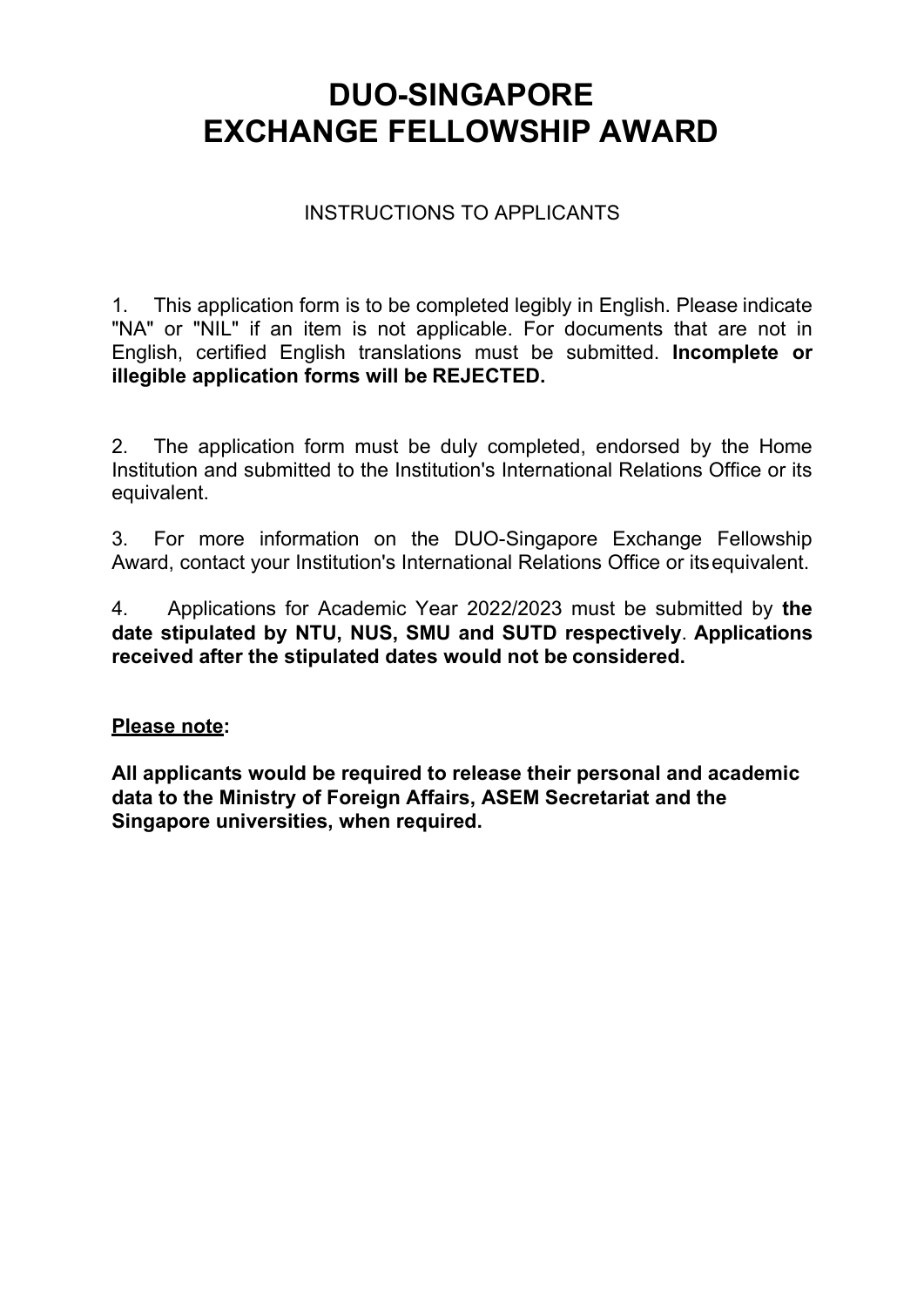# DUO-SINGAPORE EXCHANGE FELLOWSHIP AWARD

INSTRUCTIONS TO APPLICANTS

1. This application form is to be completed legibly in English. Please indicate "NA" or "NIL" if an item is not applicable. For documents that are not in English, certified English translations must be submitted. **Incomplete or illegible application forms will be REJECTED.**

2. The application form must be duly completed, endorsed by the Home Institution and submitted to the Institution's International Relations Office or its equivalent.

3. For more information on the DUO-Singapore Exchange Fellowship Award, contact your Institution's International Relations Office or its equivalent.

4. Applications for Academic Year 2022/2023 must be submitted by **the date stipulated by NTU, NUS, SMU and SUTD respectively**. **Applications received after the stipulated dates would not be considered.**

**<u>Please note</u>:**

**All applicants would be required to release their personal and academic data to the Ministry of Foreign Affairs, ASEM Secretariat and the Singapore universities, when required.**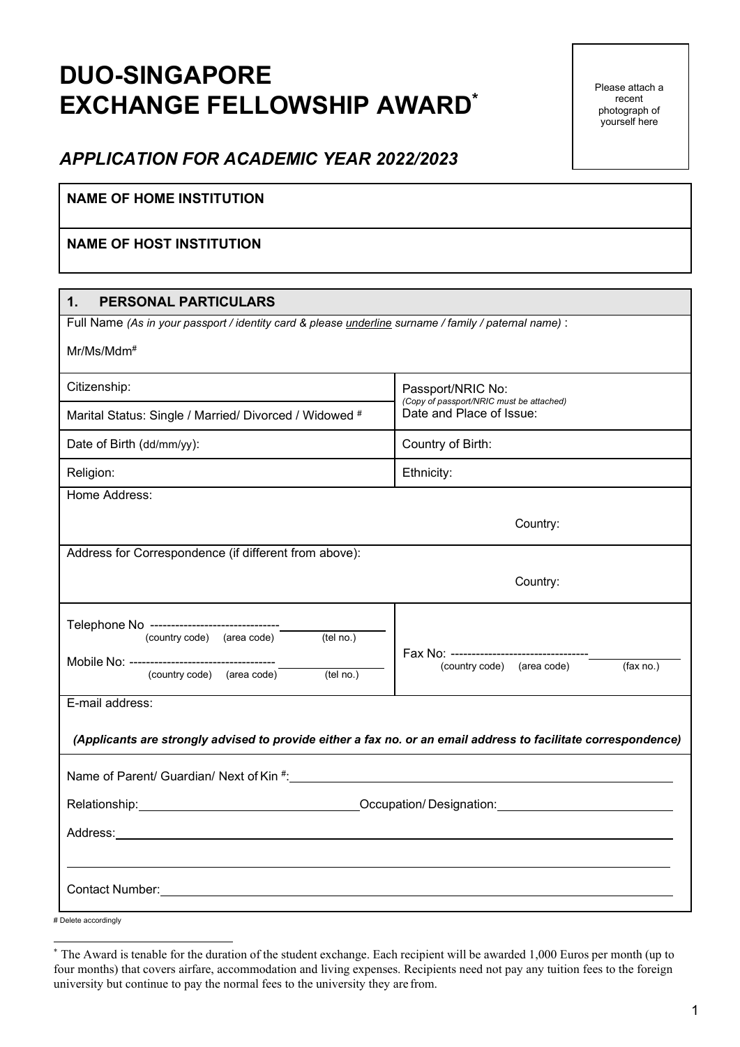# DUO-SINGAPORE EXCHANGE FELLOWSHIP AWARD*

Please attach a recent photograph of yourself here

## *APPLICATION FOR ACADEMIC YEAR 2022/2023*

| **NAME OF HOME INSTITUTION** |
|---|
| **NAME OF HOST INSTITUTION** |

| **1. PERSONAL PARTICULARS** | |
|---|---|
| Full Name *(As in your passport / identity card & please underline surname / family / paternal name)* :<br><br>Mr/Ms/Mdm# | |
| Citizenship: | Passport/NRIC No:<br>*(Copy of passport/NRIC must be attached)* |
| Marital Status: Single / Married/ Divorced / Widowed # | Date and Place of Issue: |
| Date of Birth (dd/mm/yy): | Country of Birth: |
| Religion: | Ethnicity: |
| Home Address:<br><br>Country: | |
| Address for Correspondence (if different from above):<br><br>Country: | |
| Telephone No ------------------------------- (country code) (area code) (tel no.)<br><br>Mobile No: ---------------------------------- (country code) (area code) (tel no.) | Fax No: --------------------------------- (country code) (area code) (fax no.) |
| E-mail address:<br><br>***(Applicants are strongly advised to provide either a fax no. or an email address to facilitate correspondence)*** | |
| Name of Parent/ Guardian/ Next of Kin #:<br><br>Relationship: Occupation/ Designation:<br><br>Address:<br><br>Contact Number: | |

# Delete accordingly

* The Award is tenable for the duration of the student exchange. Each recipient will be awarded 1,000 Euros per month (up to four months) that covers airfare, accommodation and living expenses. Recipients need not pay any tuition fees to the foreign university but continue to pay the normal fees to the university they are from.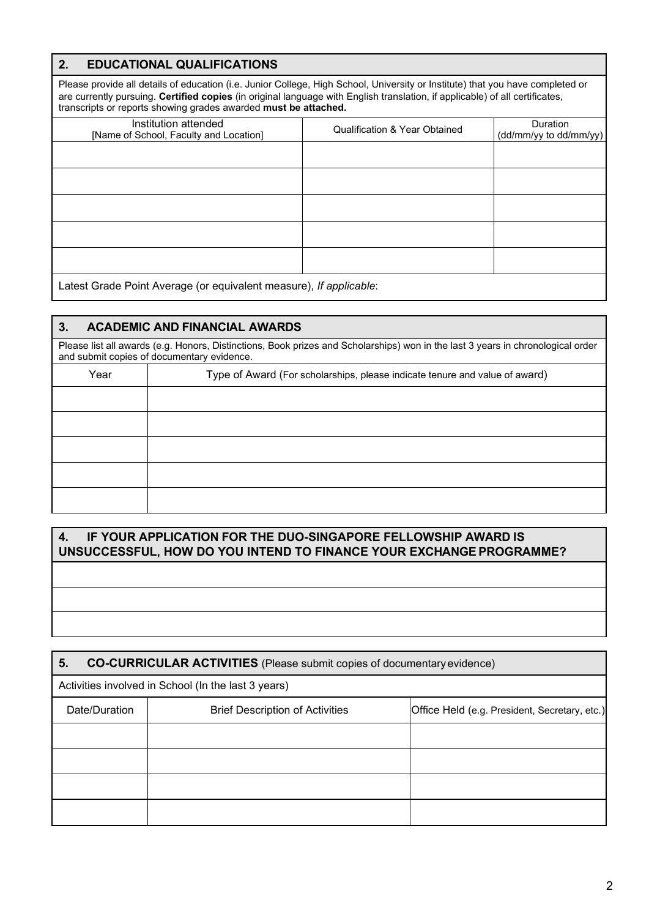## 2. EDUCATIONAL QUALIFICATIONS

Please provide all details of education (i.e. Junior College, High School, University or Institute) that you have completed or are currently pursuing. **Certified copies** (in original language with English translation, if applicable) of all certificates, transcripts or reports showing grades awarded **must be attached.**

| Institution attended [Name of School, Faculty and Location] | Qualification & Year Obtained | Duration (dd/mm/yy to dd/mm/yy) |
|---|---|---|
| | | |
| | | |
| | | |
| | | |
| | | |

Latest Grade Point Average (or equivalent measure), *If applicable*:

## 3. ACADEMIC AND FINANCIAL AWARDS

Please list all awards (e.g. Honors, Distinctions, Book prizes and Scholarships) won in the last 3 years in chronological order and submit copies of documentary evidence.

| Year | Type of Award (For scholarships, please indicate tenure and value of award) |
|---|---|
| | |
| | |
| | |
| | |
| | |

## 4. IF YOUR APPLICATION FOR THE DUO-SINGAPORE FELLOWSHIP AWARD IS UNSUCCESSFUL, HOW DO YOU INTEND TO FINANCE YOUR EXCHANGE PROGRAMME?

## 5. CO-CURRICULAR ACTIVITIES (Please submit copies of documentary evidence)

Activities involved in School (In the last 3 years)

| Date/Duration | Brief Description of Activities | Office Held (e.g. President, Secretary, etc.) |
|---|---|---|
| | | |
| | | |
| | | |
| | | |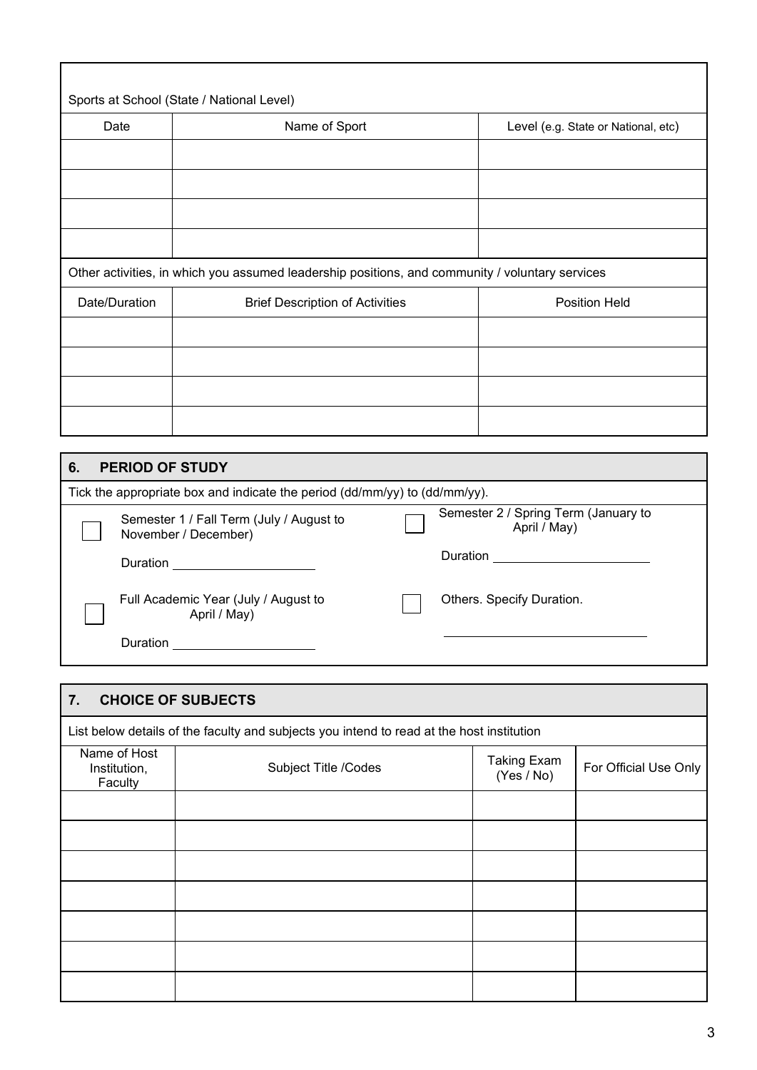Sports at School (State / National Level)

| Date | Name of Sport | Level (e.g. State or National, etc) |
|---|---|---|
| | | |
| | | |
| | | |
| | | |

Other activities, in which you assumed leadership positions, and community / voluntary services

| Date/Duration | Brief Description of Activities | Position Held |
|---|---|---|
| | | |
| | | |
| | | |
| | | |

## 6. PERIOD OF STUDY

Tick the appropriate box and indicate the period (dd/mm/yy) to (dd/mm/yy).

☐ Semester 1 / Fall Term (July / August to November / December)

Duration ____________________

☐ Semester 2 / Spring Term (January to April / May)

Duration ______________________

☐ Full Academic Year (July / August to April / May)

Duration ____________________

☐ Others. Specify Duration.

_____________________________

## 7. CHOICE OF SUBJECTS

List below details of the faculty and subjects you intend to read at the host institution

| Name of Host Institution, Faculty | Subject Title /Codes | Taking Exam (Yes / No) | For Official Use Only |
|---|---|---|---|
| | | | |
| | | | |
| | | | |
| | | | |
| | | | |
| | | | |
| | | | |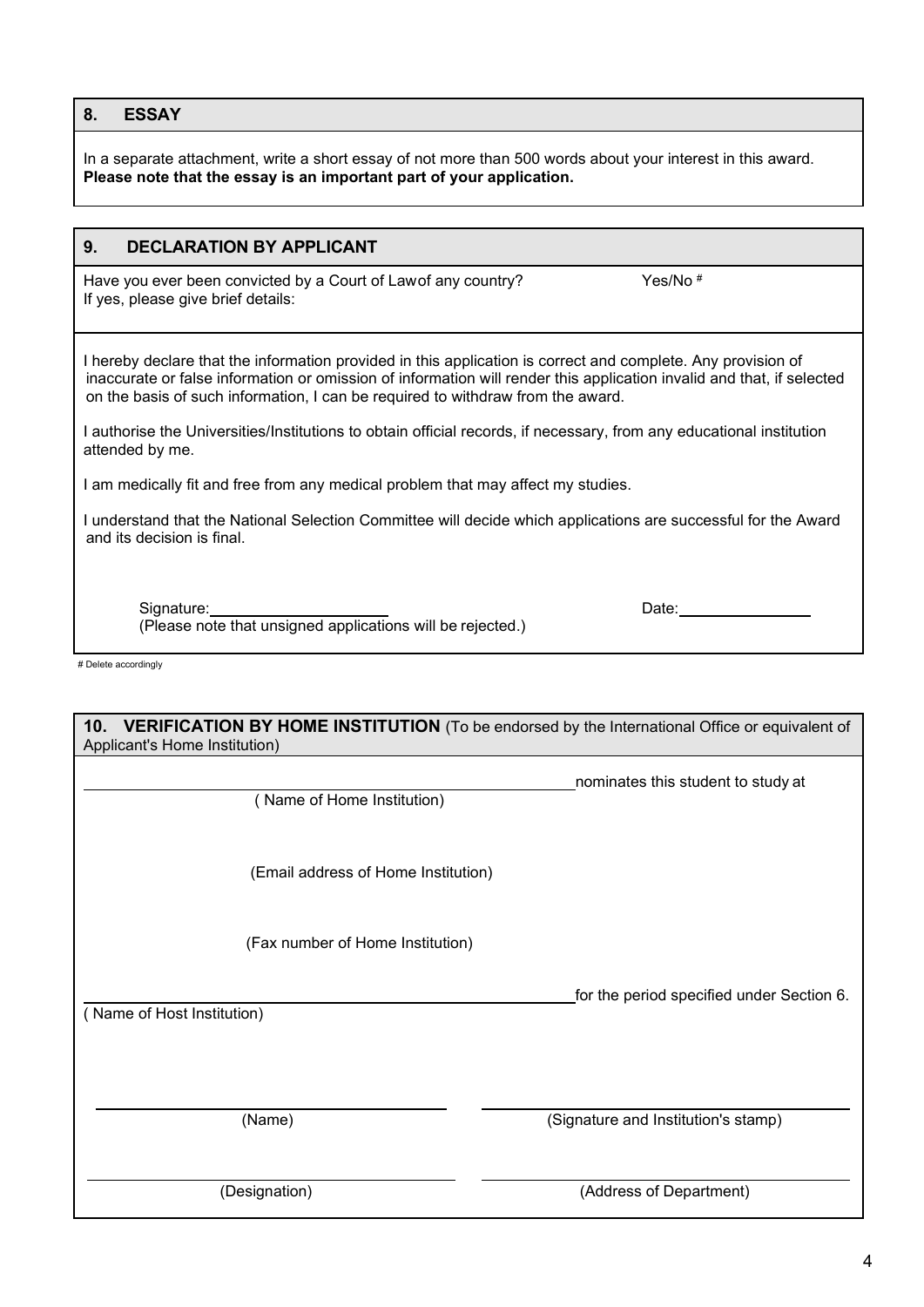## 8. ESSAY

In a separate attachment, write a short essay of not more than 500 words about your interest in this award.
**Please note that the essay is an important part of your application.**

## 9. DECLARATION BY APPLICANT

Have you ever been convicted by a Court of Lawof any country? Yes/No #
If yes, please give brief details:

I hereby declare that the information provided in this application is correct and complete. Any provision of inaccurate or false information or omission of information will render this application invalid and that, if selected on the basis of such information, I can be required to withdraw from the award.

I authorise the Universities/Institutions to obtain official records, if necessary, from any educational institution attended by me.

I am medically fit and free from any medical problem that may affect my studies.

I understand that the National Selection Committee will decide which applications are successful for the Award and its decision is final.

Signature:\_\_\_\_\_\_\_\_\_\_\_\_\_\_\_\_\_\_\_\_ Date:\_\_\_\_\_\_\_\_\_\_\_\_\_\_\_
(Please note that unsigned applications will be rejected.)

# Delete accordingly

## 10. VERIFICATION BY HOME INSTITUTION (To be endorsed by the International Office or equivalent of Applicant's Home Institution)

\_\_\_\_\_\_\_\_\_\_\_\_\_\_\_\_\_\_\_\_\_\_\_\_\_\_\_\_\_\_\_\_\_\_\_\_\_\_\_\_ nominates this student to study at
( Name of Home Institution)

(Email address of Home Institution)

(Fax number of Home Institution)

\_\_\_\_\_\_\_\_\_\_\_\_\_\_\_\_\_\_\_\_\_\_\_\_\_\_\_\_\_\_\_\_\_\_\_\_\_\_\_\_ for the period specified under Section 6.
( Name of Host Institution)

\_\_\_\_\_\_\_\_\_\_\_\_\_\_\_\_\_\_\_\_\_\_\_\_\_\_\_\_ \_\_\_\_\_\_\_\_\_\_\_\_\_\_\_\_\_\_\_\_\_\_\_\_\_\_\_\_
(Name) (Signature and Institution's stamp)

\_\_\_\_\_\_\_\_\_\_\_\_\_\_\_\_\_\_\_\_\_\_\_\_\_\_\_\_ \_\_\_\_\_\_\_\_\_\_\_\_\_\_\_\_\_\_\_\_\_\_\_\_\_\_\_\_
(Designation) (Address of Department)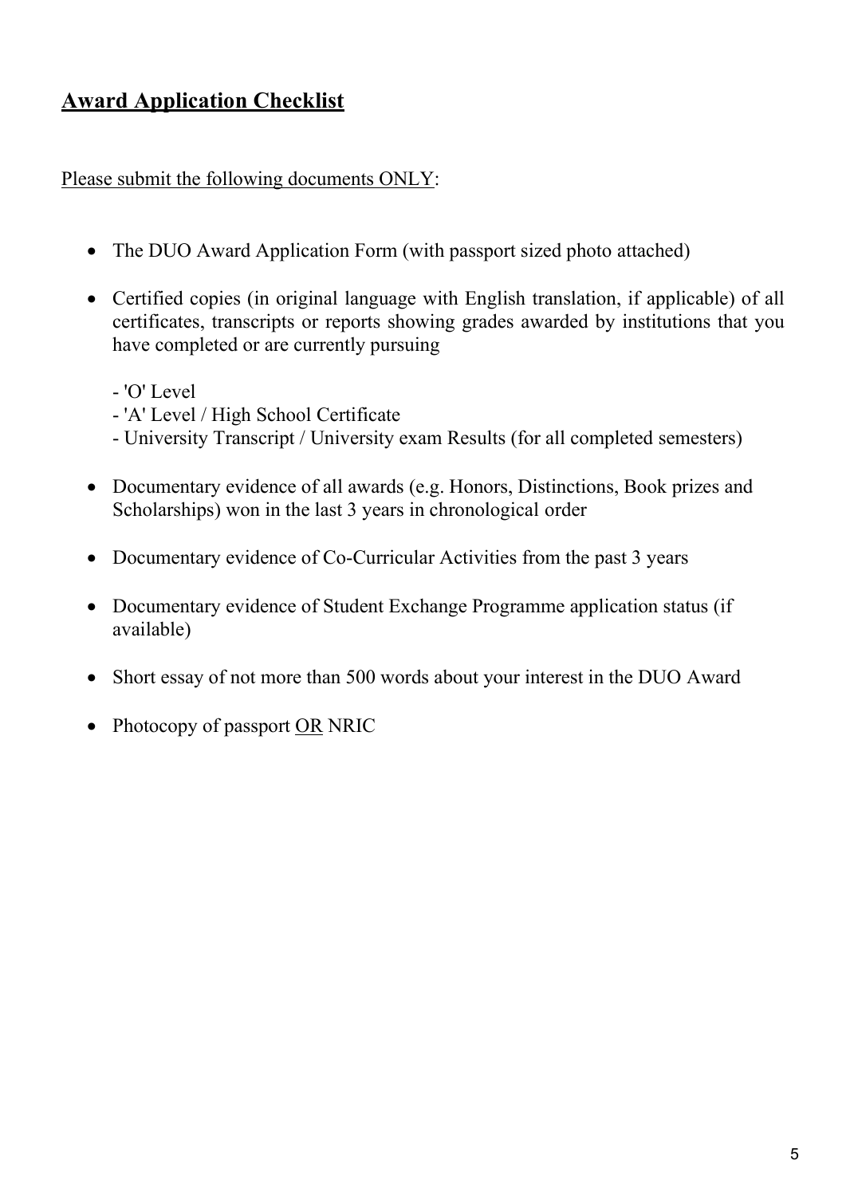## **Award Application Checklist**

Please submit the following documents ONLY:

- The DUO Award Application Form (with passport sized photo attached)
- Certified copies (in original language with English translation, if applicable) of all certificates, transcripts or reports showing grades awarded by institutions that you have completed or are currently pursuing

  - 'O' Level
  - 'A' Level / High School Certificate
  - University Transcript / University exam Results (for all completed semesters)

- Documentary evidence of all awards (e.g. Honors, Distinctions, Book prizes and Scholarships) won in the last 3 years in chronological order
- Documentary evidence of Co-Curricular Activities from the past 3 years
- Documentary evidence of Student Exchange Programme application status (if available)
- Short essay of not more than 500 words about your interest in the DUO Award
- Photocopy of passport OR NRIC